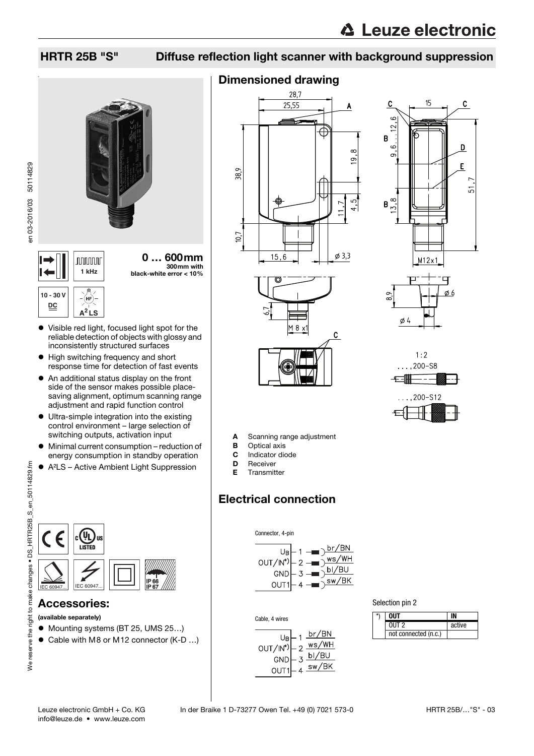# HRTR 25B "S" Diffuse reflection light scanner with background suppression

**0 … 600mm**
300mm with black-white error < 10%

1 kHz

10 - 30 V DC

$A^2LS$

- Visible red light, focused light spot for the reliable detection of objects with glossy and inconsistently structured surfaces
- High switching frequency and short response time for detection of fast events
- An additional status display on the front side of the sensor makes possible place-saving alignment, optimum scanning range adjustment and rapid function control
- Ultra-simple integration into the existing control environment – large selection of switching outputs, activation input
- Minimal current consumption – reduction of energy consumption in standby operation
- A²LS – Active Ambient Light Suppression

IEC 60947... IEC 60947... IP 66 IP 67

## Accessories:

**(available separately)**

- Mounting systems (BT 25, UMS 25…)
- Cable with M8 or M12 connector (K-D …)

## Dimensioned drawing

- **A** Scanning range adjustment
- **B** Optical axis
- **C** Indicator diode
- **D** Receiver
- **E** Transmitter

## Electrical connection

Connector, 4-pin

| | Pin | Color |
|---|---|---|
| $U_B$ | 1 | br/BN |
| OUT/IN*) | 2 | ws/WH |
| GND | 3 | bl/BU |
| OUT1 | 4 | sw/BK |

Cable, 4 wires

| | Pin | Color |
|---|---|---|
| $U_B$ | 1 | br/BN |
| OUT/IN*) | 2 | ws/WH |
| GND | 3 | bl/BU |
| OUT1 | 4 | sw/BK |

Selection pin 2

| *) | OUT | IN |
|---|---|---|
| | OUT 2 | active |
| | not connected (n.c.) | |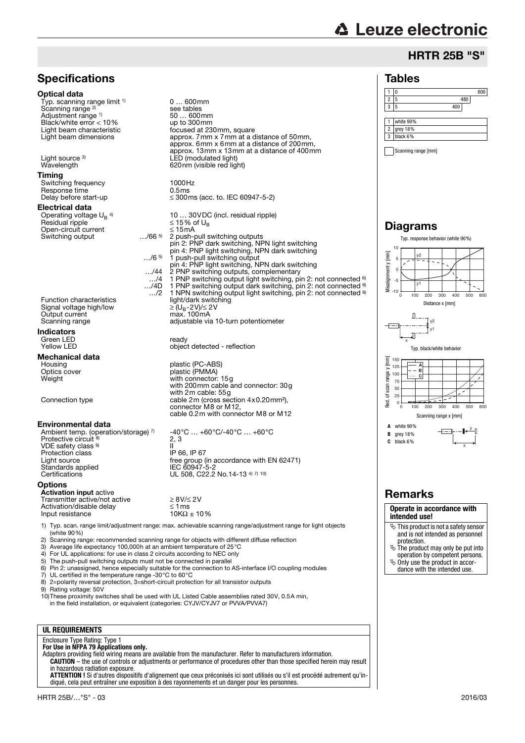## HRTR 25B "S"

## Specifications

### Optical data

| | |
|---|---|
| Typ. scanning range limit [1] | 0 … 600mm |
| Scanning range [2] | see tables |
| Adjustment range [1] | 50 … 600mm |
| Black/white error < 10% | up to 300mm |
| Light beam characteristic | focused at 230mm, square |
| Light beam dimensions | approx. 7mm x 7mm at a distance of 50mm, approx. 6mm x 6mm at a distance of 200mm, approx. 13mm x 13mm at a distance of 400mm |
| Light source [3] | LED (modulated light) |
| Wavelength | 620nm (visible red light) |

### Timing

| | |
|---|---|
| Switching frequency | 1000Hz |
| Response time | 0.5ms |
| Delay before start-up | ≤ 300ms (acc. to. IEC 60947-5-2) |

### Electrical data

| | | |
|---|---|---|
| Operating voltage $U_B$ [4] | | 10 … 30VDC (incl. residual ripple) |
| Residual ripple | | ≤ 15% of $U_B$ |
| Open-circuit current | | ≤ 15mA |
| Switching output | …/66 [5] | 2 push-pull switching outputs<br>pin 2: PNP dark switching, NPN light switching<br>pin 4: PNP light switching, NPN dark switching |
| | …/6 [5] | 1 push-pull switching output<br>pin 4: PNP light switching, NPN dark switching |
| | …/44 | 2 PNP switching outputs, complementary |
| | …/4 | 1 PNP switching output light switching, pin 2: not connected [6] |
| | …/4D | 1 PNP switching output dark switching, pin 2: not connected [6] |
| | …/2 | 1 NPN switching output light switching, pin 2: not connected [6] |
| Function characteristics | | light/dark switching |
| Signal voltage high/low | | ≥ ($U_B$-2V)/≤ 2V |
| Output current | | max. 100mA |
| Scanning range | | adjustable via 10-turn potentiometer |

### Indicators

| | |
|---|---|
| Green LED | ready |
| Yellow LED | object detected - reflection |

### Mechanical data

| | |
|---|---|
| Housing | plastic (PC-ABS) |
| Optics cover | plastic (PMMA) |
| Weight | with connector: 15g<br>with 200mm cable and connector: 30g<br>with 2m cable: 55g |
| Connection type | cable 2m (cross section 4x0.20mm²),<br>connector M8 or M12,<br>cable 0.2m with connector M8 or M12 |

### Environmental data

| | |
|---|---|
| Ambient temp. (operation/storage) [7] | -40°C … +60°C/-40°C … +60°C |
| Protective circuit [8] | 2, 3 |
| VDE safety class [9] | II |
| Protection class | IP 66, IP 67 |
| Light source | free group (in accordance with EN 62471) |
| Standards applied | IEC 60947-5-2 |
| Certifications | UL 508, C22.2 No.14-13 [4) 7) 10)] |

### Options

**Activation input** active

| | |
|---|---|
| Transmitter active/not active | ≥ 8V/≤ 2V |
| Activation/disable delay | ≤ 1ms |
| Input resistance | 10KΩ ± 10% |

1) Typ. scan. range limit/adjustment range: max. achievable scanning range/adjustment range for light objects (white 90%)
2) Scanning range: recommended scanning range for objects with different diffuse reflection
3) Average life expectancy 100,000h at an ambient temperature of 25°C
4) For UL applications: for use in class 2 circuits according to NEC only
5) The push-pull switching outputs must not be connected in parallel
6) Pin 2: unassigned, hence especially suitable for the connection to AS-interface I/O coupling modules
7) UL certified in the temperature range -30°C to 60°C
8) 2=polarity reversal protection, 3=short-circuit protection for all transistor outputs
9) Rating voltage: 50V
10) These proximity switches shall be used with UL Listed Cable assemblies rated 30V, 0.5A min, in the field installation, or equivalent (categories: CYJV/CYJV7 or PVVA/PVVA7)

**UL REQUIREMENTS**

Enclosure Type Rating: Type 1
**For Use in NFPA 79 Applications only.**
Adapters providing field wiring means are available from the manufacturer. Refer to manufacturers information.
**CAUTION** – the use of controls or adjustments or performance of procedures other than those specified herein may result in hazardous radiation exposure.
**ATTENTION !** Si d'autres dispositifs d'alignement que ceux préconisés ici sont utilisés ou s'il est procédé autrement qu'indiqué, cela peut entraîner une exposition à des rayonnements et un danger pour les personnes.

## Tables

| | Scanning range [mm] |
|---|---|
| 1 | 0 … 600 |
| 2 | 5 … 480 |
| 3 | 5 … 400 |

| | |
|---|---|
| 1 | white 90% |
| 2 | grey 18% |
| 3 | black 6% |

## Diagrams

Typ. response behavior (white 90%)

Typ. black/white behavior

A white 90%
B grey 18%
C black 6%

## Remarks

**Operate in accordance with intended use!**

- This product is not a safety sensor and is not intended as personnel protection.
- The product may only be put into operation by competent persons.
- Only use the product in accordance with the intended use.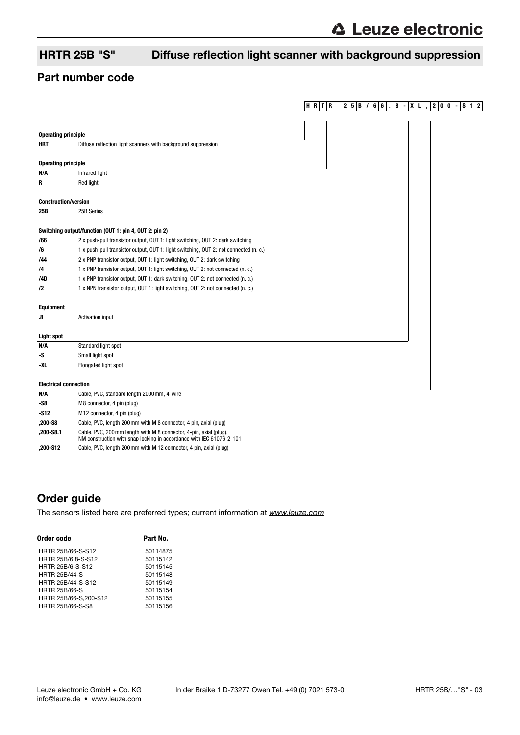## HRTR 25B "S" Diffuse reflection light scanner with background suppression

## Part number code

H R T R 25B / 66 . 8 - XL , 200 - S12

| | |
|---|---|
| **Operating principle** | |
| **HRT** | Diffuse reflection light scanners with background suppression |
| **Operating principle** | |
| **N/A** | Infrared light |
| **R** | Red light |
| **Construction/version** | |
| **25B** | 25B Series |
| **Switching output/function (OUT 1: pin 4, OUT 2: pin 2)** | |
| **/66** | 2 x push-pull transistor output, OUT 1: light switching, OUT 2: dark switching |
| **/6** | 1 x push-pull transistor output, OUT 1: light switching, OUT 2: not connected (n. c.) |
| **/44** | 2 x PNP transistor output, OUT 1: light switching, OUT 2: dark switching |
| **/4** | 1 x PNP transistor output, OUT 1: light switching, OUT 2: not connected (n. c.) |
| **/4D** | 1 x PNP transistor output, OUT 1: dark switching, OUT 2: not connected (n. c.) |
| **/2** | 1 x NPN transistor output, OUT 1: light switching, OUT 2: not connected (n. c.) |
| **Equipment** | |
| **.8** | Activation input |
| **Light spot** | |
| **N/A** | Standard light spot |
| **-S** | Small light spot |
| **-XL** | Elongated light spot |
| **Electrical connection** | |
| **N/A** | Cable, PVC, standard length 2000 mm, 4-wire |
| **-S8** | M8 connector, 4 pin (plug) |
| **-S12** | M12 connector, 4 pin (plug) |
| **,200-S8** | Cable, PVC, length 200 mm with M 8 connector, 4 pin, axial (plug) |
| **,200-S8.1** | Cable, PVC, 200 mm length with M 8 connector, 4-pin, axial (plug), NM construction with snap locking in accordance with IEC 61076-2-101 |
| **,200-S12** | Cable, PVC, length 200 mm with M 12 connector, 4 pin, axial (plug) |

## Order guide

The sensors listed here are preferred types; current information at *www.leuze.com*

| Order code | Part No. |
|---|---|
| HRTR 25B/66-S-S12 | 50114875 |
| HRTR 25B/6.8-S-S12 | 50115142 |
| HRTR 25B/6-S-S12 | 50115145 |
| HRTR 25B/44-S | 50115148 |
| HRTR 25B/44-S-S12 | 50115149 |
| HRTR 25B/66-S | 50115154 |
| HRTR 25B/66-S,200-S12 | 50115155 |
| HRTR 25B/66-S-S8 | 50115156 |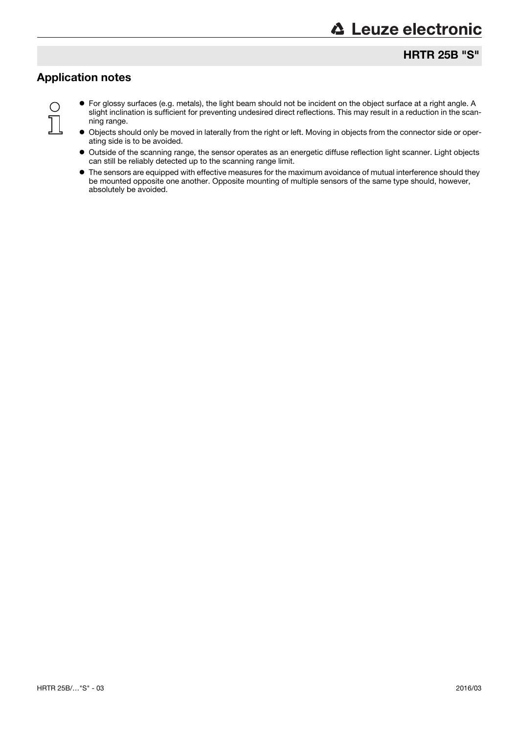## Application notes

- For glossy surfaces (e.g. metals), the light beam should not be incident on the object surface at a right angle. A slight inclination is sufficient for preventing undesired direct reflections. This may result in a reduction in the scanning range.
- Objects should only be moved in laterally from the right or left. Moving in objects from the connector side or operating side is to be avoided.
- Outside of the scanning range, the sensor operates as an energetic diffuse reflection light scanner. Light objects can still be reliably detected up to the scanning range limit.
- The sensors are equipped with effective measures for the maximum avoidance of mutual interference should they be mounted opposite one another. Opposite mounting of multiple sensors of the same type should, however, absolutely be avoided.